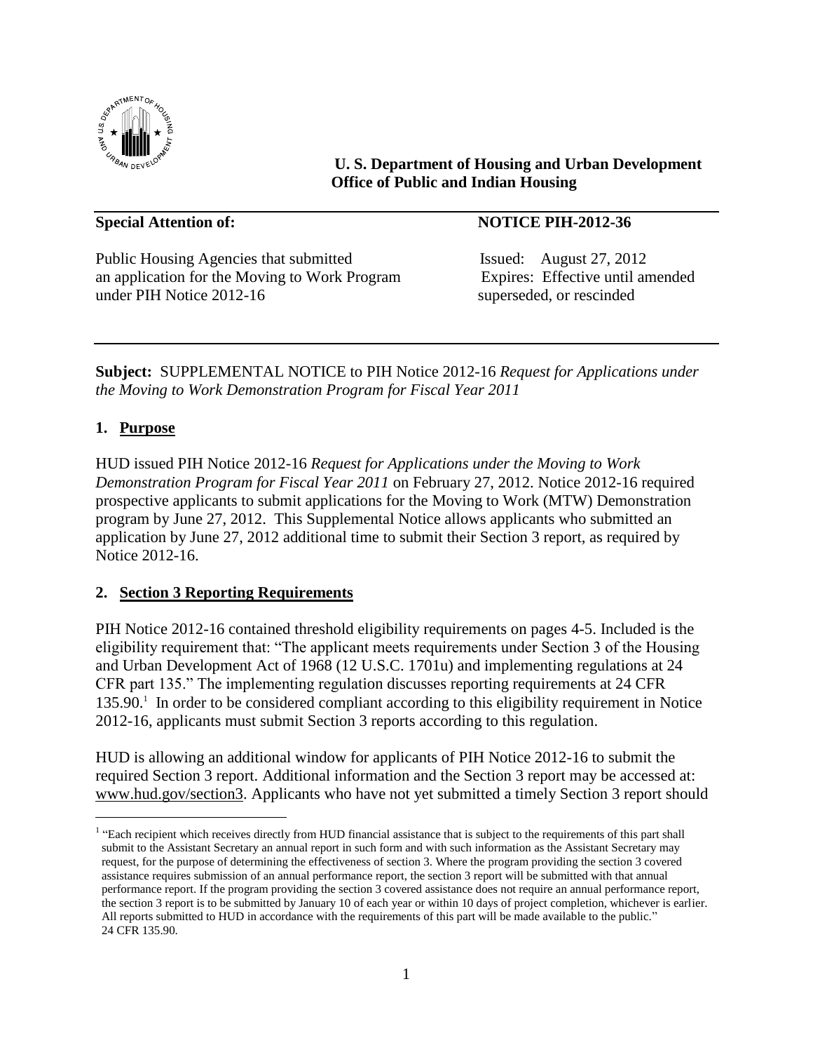**U. S. Department of Housing and Urban Development**
**Office of Public and Indian Housing**

**Special Attention of:** **NOTICE PIH-2012-36**

Public Housing Agencies that submitted an application for the Moving to Work Program under PIH Notice 2012-16

Issued: August 27, 2012
Expires: Effective until amended superseded, or rescinded

**Subject:** SUPPLEMENTAL NOTICE to PIH Notice 2012-16 *Request for Applications under the Moving to Work Demonstration Program for Fiscal Year 2011*

## 1. Purpose

HUD issued PIH Notice 2012-16 *Request for Applications under the Moving to Work Demonstration Program for Fiscal Year 2011* on February 27, 2012. Notice 2012-16 required prospective applicants to submit applications for the Moving to Work (MTW) Demonstration program by June 27, 2012. This Supplemental Notice allows applicants who submitted an application by June 27, 2012 additional time to submit their Section 3 report, as required by Notice 2012-16.

## 2. Section 3 Reporting Requirements

PIH Notice 2012-16 contained threshold eligibility requirements on pages 4-5. Included is the eligibility requirement that: "The applicant meets requirements under Section 3 of the Housing and Urban Development Act of 1968 (12 U.S.C. 1701u) and implementing regulations at 24 CFR part 135." The implementing regulation discusses reporting requirements at 24 CFR 135.90.[1] In order to be considered compliant according to this eligibility requirement in Notice 2012-16, applicants must submit Section 3 reports according to this regulation.

HUD is allowing an additional window for applicants of PIH Notice 2012-16 to submit the required Section 3 report. Additional information and the Section 3 report may be accessed at: www.hud.gov/section3. Applicants who have not yet submitted a timely Section 3 report should

[1] "Each recipient which receives directly from HUD financial assistance that is subject to the requirements of this part shall submit to the Assistant Secretary an annual report in such form and with such information as the Assistant Secretary may request, for the purpose of determining the effectiveness of section 3. Where the program providing the section 3 covered assistance requires submission of an annual performance report, the section 3 report will be submitted with that annual performance report. If the program providing the section 3 covered assistance does not require an annual performance report, the section 3 report is to be submitted by January 10 of each year or within 10 days of project completion, whichever is earlier. All reports submitted to HUD in accordance with the requirements of this part will be made available to the public." 24 CFR 135.90.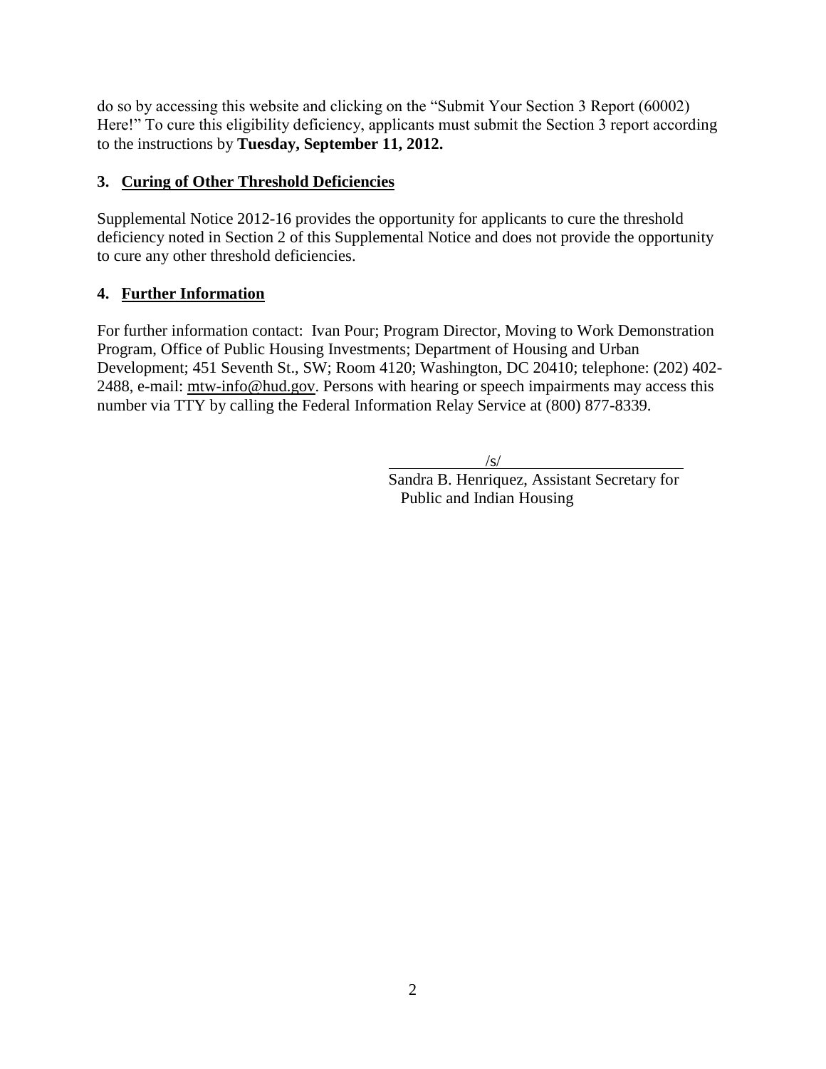do so by accessing this website and clicking on the "Submit Your Section 3 Report (60002) Here!" To cure this eligibility deficiency, applicants must submit the Section 3 report according to the instructions by **Tuesday, September 11, 2012.**

### 3. Curing of Other Threshold Deficiencies

Supplemental Notice 2012-16 provides the opportunity for applicants to cure the threshold deficiency noted in Section 2 of this Supplemental Notice and does not provide the opportunity to cure any other threshold deficiencies.

### 4. Further Information

For further information contact: Ivan Pour; Program Director, Moving to Work Demonstration Program, Office of Public Housing Investments; Department of Housing and Urban Development; 451 Seventh St., SW; Room 4120; Washington, DC 20410; telephone: (202) 402-2488, e-mail: mtw-info@hud.gov. Persons with hearing or speech impairments may access this number via TTY by calling the Federal Information Relay Service at (800) 877-8339.

/s/

Sandra B. Henriquez, Assistant Secretary for Public and Indian Housing